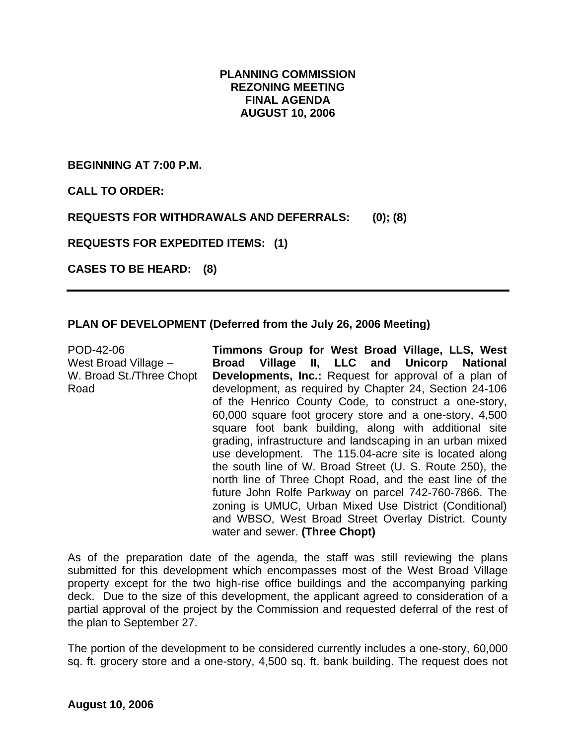# PLANNING COMMISSION
# REZONING MEETING
# FINAL AGENDA
# AUGUST 10, 2006

**BEGINNING AT 7:00 P.M.**

**CALL TO ORDER:**

**REQUESTS FOR WITHDRAWALS AND DEFERRALS: (0); (8)**

**REQUESTS FOR EXPEDITED ITEMS: (1)**

**CASES TO BE HEARD: (8)**

---

**PLAN OF DEVELOPMENT (Deferred from the July 26, 2006 Meeting)**

POD-42-06
West Broad Village –
W. Broad St./Three Chopt Road

**Timmons Group for West Broad Village, LLS, West Broad Village II, LLC and Unicorp National Developments, Inc.:** Request for approval of a plan of development, as required by Chapter 24, Section 24-106 of the Henrico County Code, to construct a one-story, 60,000 square foot grocery store and a one-story, 4,500 square foot bank building, along with additional site grading, infrastructure and landscaping in an urban mixed use development. The 115.04-acre site is located along the south line of W. Broad Street (U. S. Route 250), the north line of Three Chopt Road, and the east line of the future John Rolfe Parkway on parcel 742-760-7866. The zoning is UMUC, Urban Mixed Use District (Conditional) and WBSO, West Broad Street Overlay District. County water and sewer. **(Three Chopt)**

As of the preparation date of the agenda, the staff was still reviewing the plans submitted for this development which encompasses most of the West Broad Village property except for the two high-rise office buildings and the accompanying parking deck. Due to the size of this development, the applicant agreed to consideration of a partial approval of the project by the Commission and requested deferral of the rest of the plan to September 27.

The portion of the development to be considered currently includes a one-story, 60,000 sq. ft. grocery store and a one-story, 4,500 sq. ft. bank building. The request does not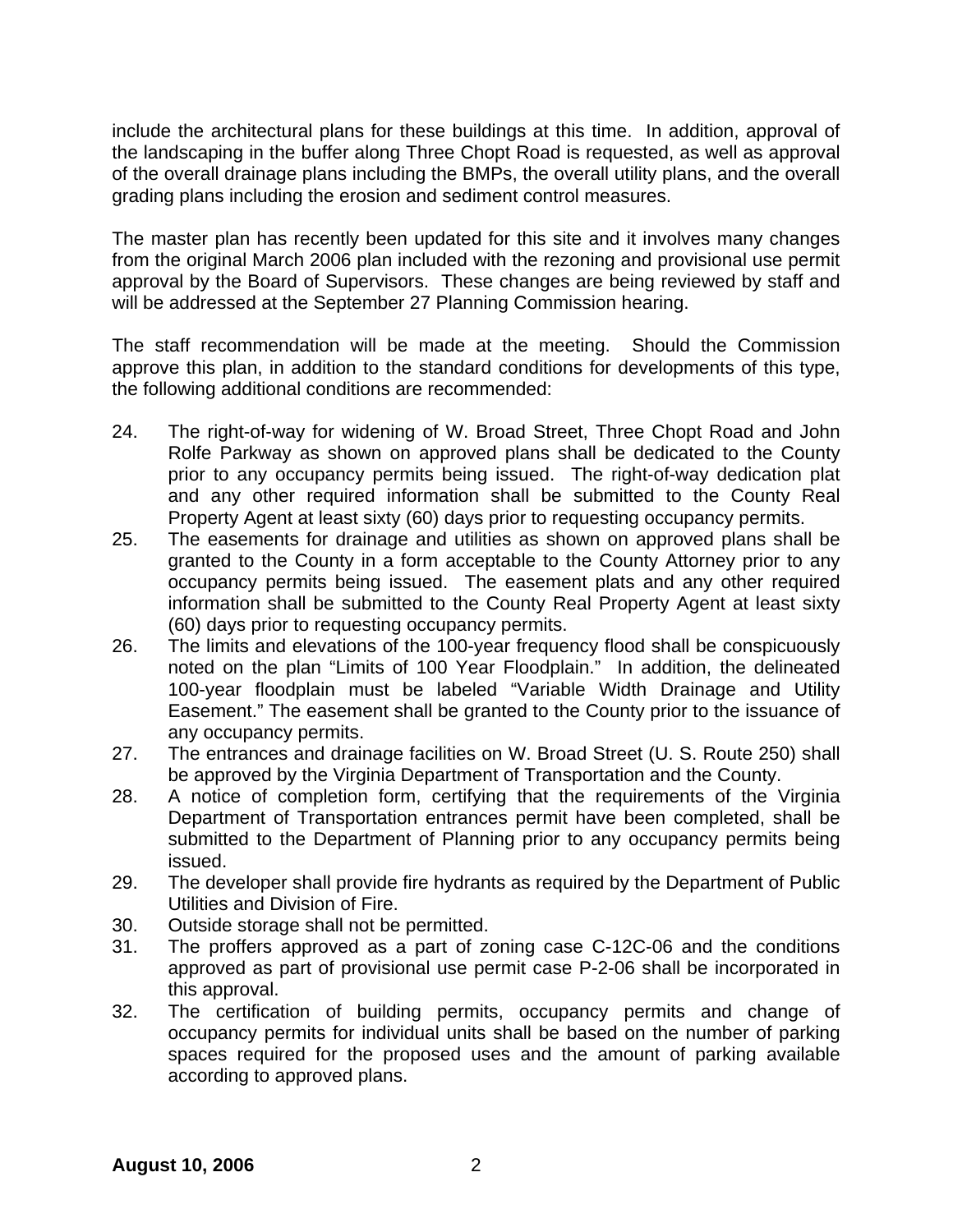include the architectural plans for these buildings at this time. In addition, approval of the landscaping in the buffer along Three Chopt Road is requested, as well as approval of the overall drainage plans including the BMPs, the overall utility plans, and the overall grading plans including the erosion and sediment control measures.

The master plan has recently been updated for this site and it involves many changes from the original March 2006 plan included with the rezoning and provisional use permit approval by the Board of Supervisors. These changes are being reviewed by staff and will be addressed at the September 27 Planning Commission hearing.

The staff recommendation will be made at the meeting. Should the Commission approve this plan, in addition to the standard conditions for developments of this type, the following additional conditions are recommended:

24. The right-of-way for widening of W. Broad Street, Three Chopt Road and John Rolfe Parkway as shown on approved plans shall be dedicated to the County prior to any occupancy permits being issued. The right-of-way dedication plat and any other required information shall be submitted to the County Real Property Agent at least sixty (60) days prior to requesting occupancy permits.
25. The easements for drainage and utilities as shown on approved plans shall be granted to the County in a form acceptable to the County Attorney prior to any occupancy permits being issued. The easement plats and any other required information shall be submitted to the County Real Property Agent at least sixty (60) days prior to requesting occupancy permits.
26. The limits and elevations of the 100-year frequency flood shall be conspicuously noted on the plan "Limits of 100 Year Floodplain." In addition, the delineated 100-year floodplain must be labeled "Variable Width Drainage and Utility Easement." The easement shall be granted to the County prior to the issuance of any occupancy permits.
27. The entrances and drainage facilities on W. Broad Street (U. S. Route 250) shall be approved by the Virginia Department of Transportation and the County.
28. A notice of completion form, certifying that the requirements of the Virginia Department of Transportation entrances permit have been completed, shall be submitted to the Department of Planning prior to any occupancy permits being issued.
29. The developer shall provide fire hydrants as required by the Department of Public Utilities and Division of Fire.
30. Outside storage shall not be permitted.
31. The proffers approved as a part of zoning case C-12C-06 and the conditions approved as part of provisional use permit case P-2-06 shall be incorporated in this approval.
32. The certification of building permits, occupancy permits and change of occupancy permits for individual units shall be based on the number of parking spaces required for the proposed uses and the amount of parking available according to approved plans.

**August 10, 2006**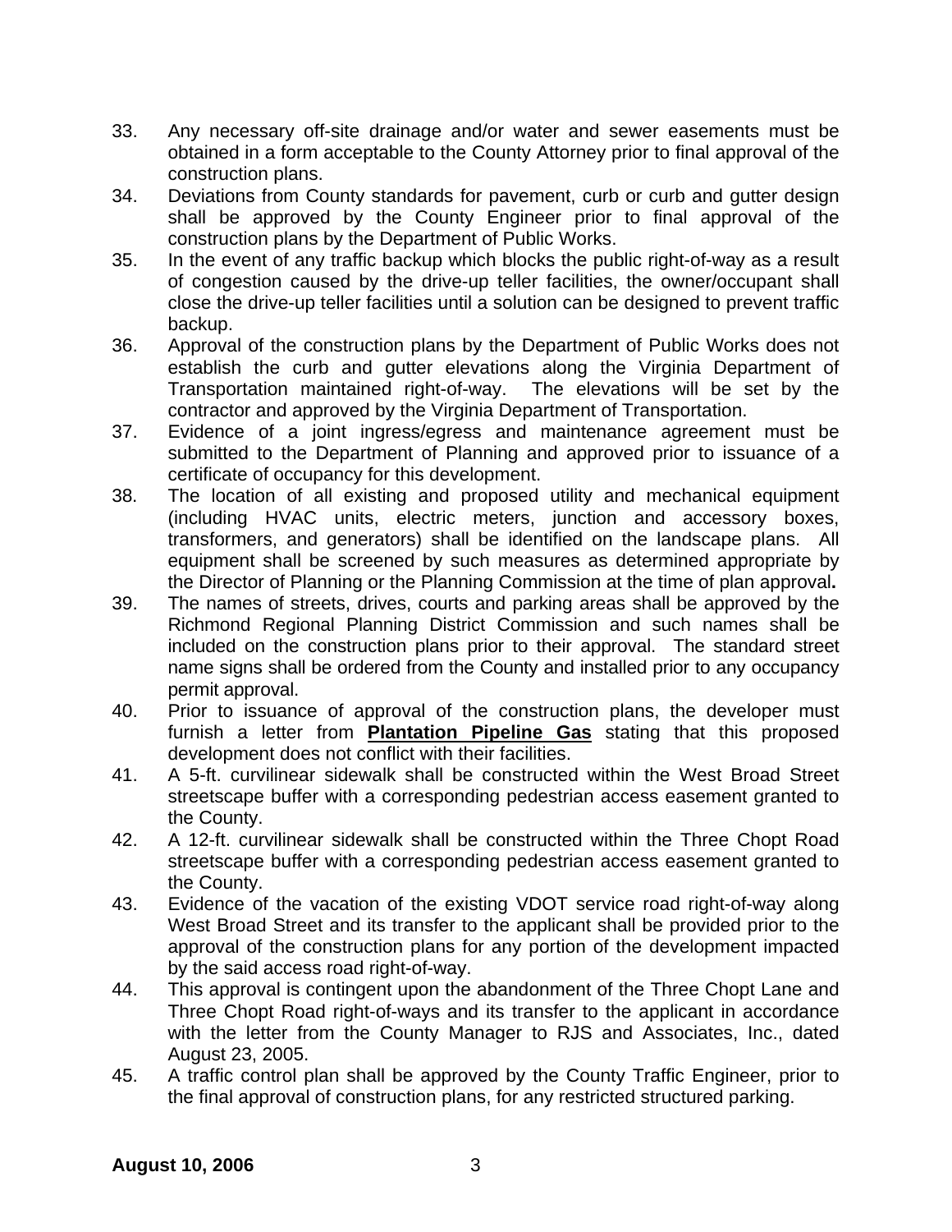33. Any necessary off-site drainage and/or water and sewer easements must be obtained in a form acceptable to the County Attorney prior to final approval of the construction plans.
34. Deviations from County standards for pavement, curb or curb and gutter design shall be approved by the County Engineer prior to final approval of the construction plans by the Department of Public Works.
35. In the event of any traffic backup which blocks the public right-of-way as a result of congestion caused by the drive-up teller facilities, the owner/occupant shall close the drive-up teller facilities until a solution can be designed to prevent traffic backup.
36. Approval of the construction plans by the Department of Public Works does not establish the curb and gutter elevations along the Virginia Department of Transportation maintained right-of-way. The elevations will be set by the contractor and approved by the Virginia Department of Transportation.
37. Evidence of a joint ingress/egress and maintenance agreement must be submitted to the Department of Planning and approved prior to issuance of a certificate of occupancy for this development.
38. The location of all existing and proposed utility and mechanical equipment (including HVAC units, electric meters, junction and accessory boxes, transformers, and generators) shall be identified on the landscape plans. All equipment shall be screened by such measures as determined appropriate by the Director of Planning or the Planning Commission at the time of plan approval**.**
39. The names of streets, drives, courts and parking areas shall be approved by the Richmond Regional Planning District Commission and such names shall be included on the construction plans prior to their approval. The standard street name signs shall be ordered from the County and installed prior to any occupancy permit approval.
40. Prior to issuance of approval of the construction plans, the developer must furnish a letter from **<u>Plantation Pipeline Gas</u>** stating that this proposed development does not conflict with their facilities.
41. A 5-ft. curvilinear sidewalk shall be constructed within the West Broad Street streetscape buffer with a corresponding pedestrian access easement granted to the County.
42. A 12-ft. curvilinear sidewalk shall be constructed within the Three Chopt Road streetscape buffer with a corresponding pedestrian access easement granted to the County.
43. Evidence of the vacation of the existing VDOT service road right-of-way along West Broad Street and its transfer to the applicant shall be provided prior to the approval of the construction plans for any portion of the development impacted by the said access road right-of-way.
44. This approval is contingent upon the abandonment of the Three Chopt Lane and Three Chopt Road right-of-ways and its transfer to the applicant in accordance with the letter from the County Manager to RJS and Associates, Inc., dated August 23, 2005.
45. A traffic control plan shall be approved by the County Traffic Engineer, prior to the final approval of construction plans, for any restricted structured parking.

**August 10, 2006**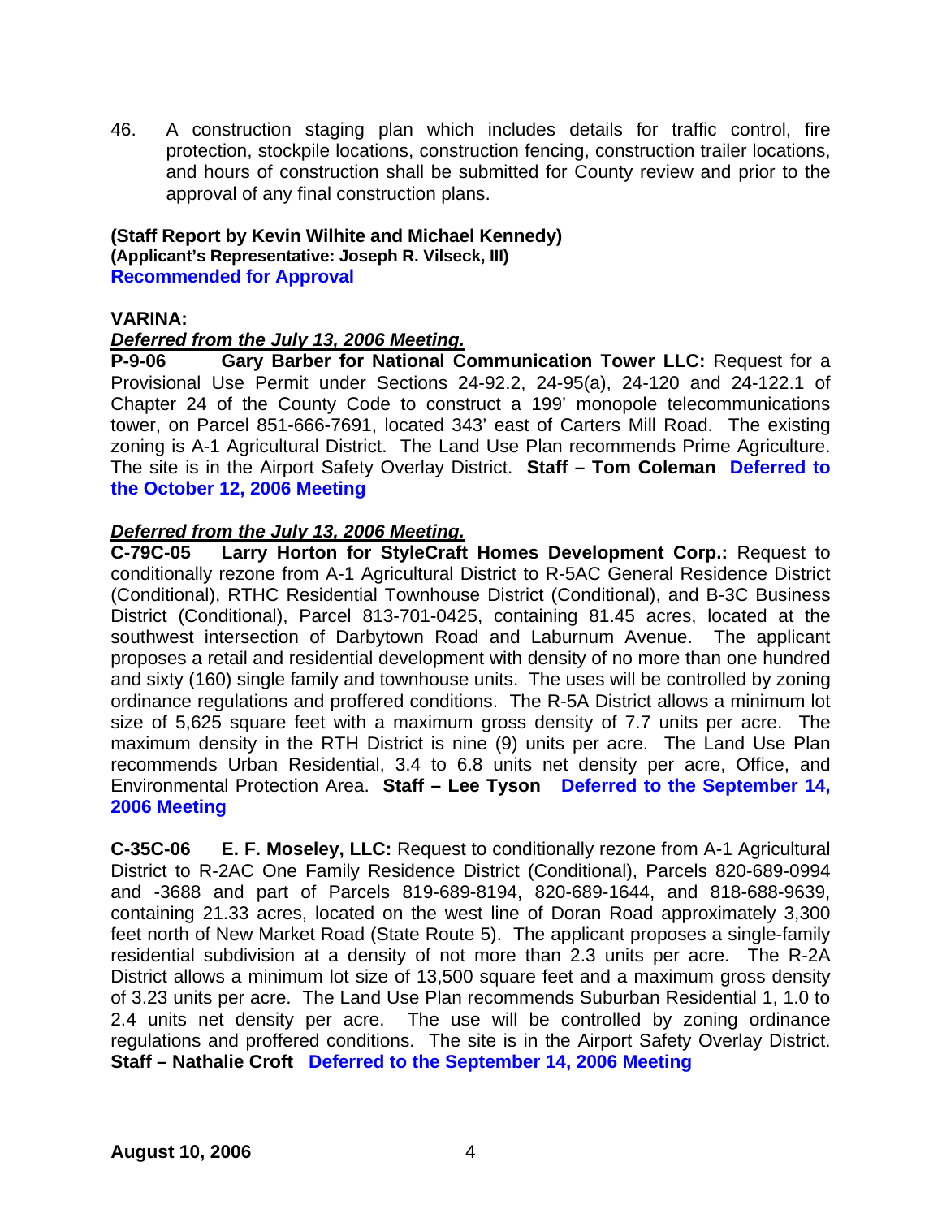46. A construction staging plan which includes details for traffic control, fire protection, stockpile locations, construction fencing, construction trailer locations, and hours of construction shall be submitted for County review and prior to the approval of any final construction plans.

**(Staff Report by Kevin Wilhite and Michael Kennedy)**
**(Applicant's Representative: Joseph R. Vilseck, III)**
**Recommended for Approval**

**VARINA:**

***Deferred from the July 13, 2006 Meeting.***
**P-9-06 Gary Barber for National Communication Tower LLC:** Request for a Provisional Use Permit under Sections 24-92.2, 24-95(a), 24-120 and 24-122.1 of Chapter 24 of the County Code to construct a 199' monopole telecommunications tower, on Parcel 851-666-7691, located 343' east of Carters Mill Road. The existing zoning is A-1 Agricultural District. The Land Use Plan recommends Prime Agriculture. The site is in the Airport Safety Overlay District. **Staff – Tom Coleman Deferred to the October 12, 2006 Meeting**

***Deferred from the July 13, 2006 Meeting.***
**C-79C-05 Larry Horton for StyleCraft Homes Development Corp.:** Request to conditionally rezone from A-1 Agricultural District to R-5AC General Residence District (Conditional), RTHC Residential Townhouse District (Conditional), and B-3C Business District (Conditional), Parcel 813-701-0425, containing 81.45 acres, located at the southwest intersection of Darbytown Road and Laburnum Avenue. The applicant proposes a retail and residential development with density of no more than one hundred and sixty (160) single family and townhouse units. The uses will be controlled by zoning ordinance regulations and proffered conditions. The R-5A District allows a minimum lot size of 5,625 square feet with a maximum gross density of 7.7 units per acre. The maximum density in the RTH District is nine (9) units per acre. The Land Use Plan recommends Urban Residential, 3.4 to 6.8 units net density per acre, Office, and Environmental Protection Area. **Staff – Lee Tyson Deferred to the September 14, 2006 Meeting**

**C-35C-06 E. F. Moseley, LLC:** Request to conditionally rezone from A-1 Agricultural District to R-2AC One Family Residence District (Conditional), Parcels 820-689-0994 and -3688 and part of Parcels 819-689-8194, 820-689-1644, and 818-688-9639, containing 21.33 acres, located on the west line of Doran Road approximately 3,300 feet north of New Market Road (State Route 5). The applicant proposes a single-family residential subdivision at a density of not more than 2.3 units per acre. The R-2A District allows a minimum lot size of 13,500 square feet and a maximum gross density of 3.23 units per acre. The Land Use Plan recommends Suburban Residential 1, 1.0 to 2.4 units net density per acre. The use will be controlled by zoning ordinance regulations and proffered conditions. The site is in the Airport Safety Overlay District. **Staff – Nathalie Croft Deferred to the September 14, 2006 Meeting**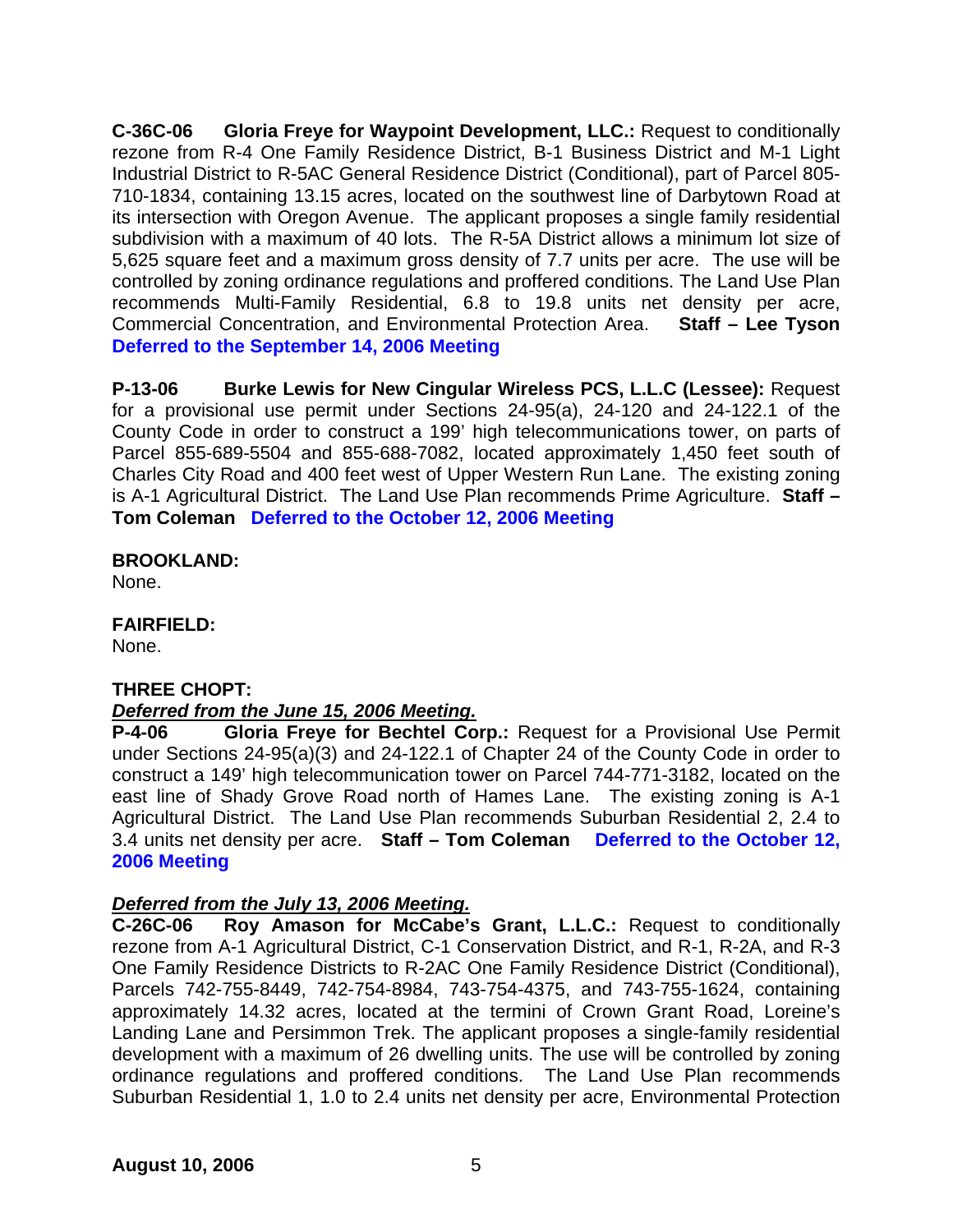**C-36C-06 Gloria Freye for Waypoint Development, LLC.:** Request to conditionally rezone from R-4 One Family Residence District, B-1 Business District and M-1 Light Industrial District to R-5AC General Residence District (Conditional), part of Parcel 805-710-1834, containing 13.15 acres, located on the southwest line of Darbytown Road at its intersection with Oregon Avenue. The applicant proposes a single family residential subdivision with a maximum of 40 lots. The R-5A District allows a minimum lot size of 5,625 square feet and a maximum gross density of 7.7 units per acre. The use will be controlled by zoning ordinance regulations and proffered conditions. The Land Use Plan recommends Multi-Family Residential, 6.8 to 19.8 units net density per acre, Commercial Concentration, and Environmental Protection Area. **Staff – Lee Tyson** **Deferred to the September 14, 2006 Meeting**

**P-13-06 Burke Lewis for New Cingular Wireless PCS, L.L.C (Lessee):** Request for a provisional use permit under Sections 24-95(a), 24-120 and 24-122.1 of the County Code in order to construct a 199' high telecommunications tower, on parts of Parcel 855-689-5504 and 855-688-7082, located approximately 1,450 feet south of Charles City Road and 400 feet west of Upper Western Run Lane. The existing zoning is A-1 Agricultural District. The Land Use Plan recommends Prime Agriculture. **Staff – Tom Coleman** **Deferred to the October 12, 2006 Meeting**

**BROOKLAND:**
None.

**FAIRFIELD:**
None.

**THREE CHOPT:**

***Deferred from the June 15, 2006 Meeting.***

**P-4-06 Gloria Freye for Bechtel Corp.:** Request for a Provisional Use Permit under Sections 24-95(a)(3) and 24-122.1 of Chapter 24 of the County Code in order to construct a 149' high telecommunication tower on Parcel 744-771-3182, located on the east line of Shady Grove Road north of Hames Lane. The existing zoning is A-1 Agricultural District. The Land Use Plan recommends Suburban Residential 2, 2.4 to 3.4 units net density per acre. **Staff – Tom Coleman** **Deferred to the October 12, 2006 Meeting**

***Deferred from the July 13, 2006 Meeting.***

**C-26C-06 Roy Amason for McCabe's Grant, L.L.C.:** Request to conditionally rezone from A-1 Agricultural District, C-1 Conservation District, and R-1, R-2A, and R-3 One Family Residence Districts to R-2AC One Family Residence District (Conditional), Parcels 742-755-8449, 742-754-8984, 743-754-4375, and 743-755-1624, containing approximately 14.32 acres, located at the termini of Crown Grant Road, Loreine's Landing Lane and Persimmon Trek. The applicant proposes a single-family residential development with a maximum of 26 dwelling units. The use will be controlled by zoning ordinance regulations and proffered conditions. The Land Use Plan recommends Suburban Residential 1, 1.0 to 2.4 units net density per acre, Environmental Protection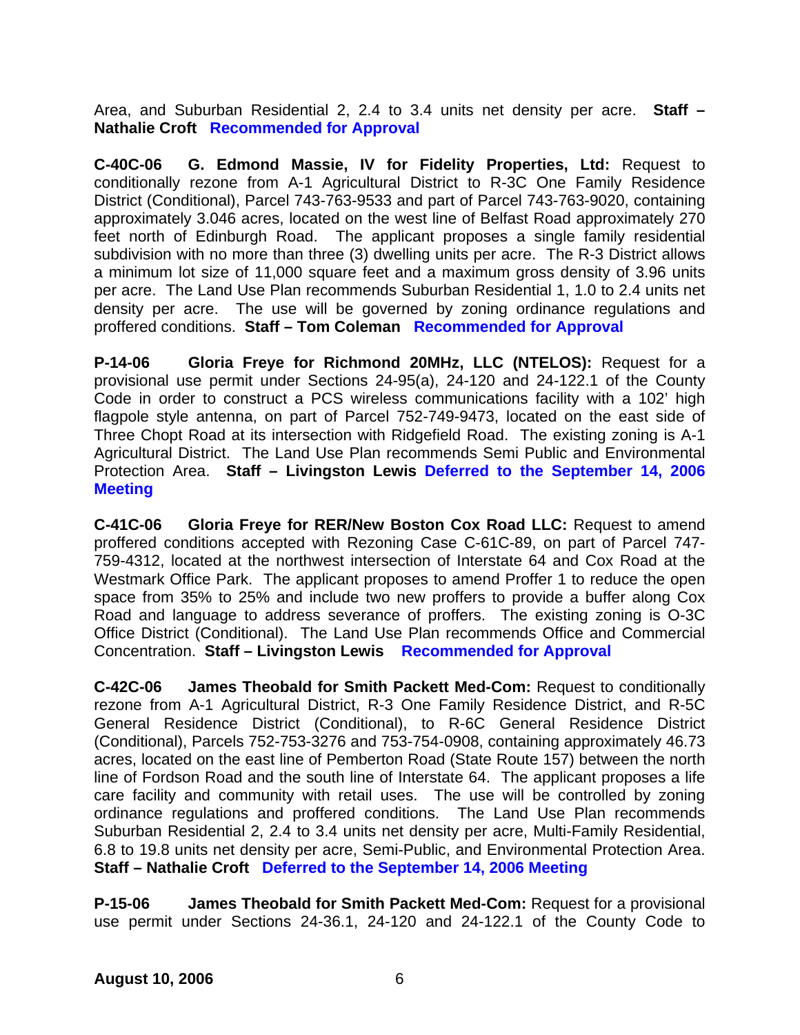Area, and Suburban Residential 2, 2.4 to 3.4 units net density per acre. **Staff – Nathalie Croft** **Recommended for Approval**

**C-40C-06 G. Edmond Massie, IV for Fidelity Properties, Ltd:** Request to conditionally rezone from A-1 Agricultural District to R-3C One Family Residence District (Conditional), Parcel 743-763-9533 and part of Parcel 743-763-9020, containing approximately 3.046 acres, located on the west line of Belfast Road approximately 270 feet north of Edinburgh Road. The applicant proposes a single family residential subdivision with no more than three (3) dwelling units per acre. The R-3 District allows a minimum lot size of 11,000 square feet and a maximum gross density of 3.96 units per acre. The Land Use Plan recommends Suburban Residential 1, 1.0 to 2.4 units net density per acre. The use will be governed by zoning ordinance regulations and proffered conditions. **Staff – Tom Coleman** **Recommended for Approval**

**P-14-06 Gloria Freye for Richmond 20MHz, LLC (NTELOS):** Request for a provisional use permit under Sections 24-95(a), 24-120 and 24-122.1 of the County Code in order to construct a PCS wireless communications facility with a 102' high flagpole style antenna, on part of Parcel 752-749-9473, located on the east side of Three Chopt Road at its intersection with Ridgefield Road. The existing zoning is A-1 Agricultural District. The Land Use Plan recommends Semi Public and Environmental Protection Area. **Staff – Livingston Lewis** **Deferred to the September 14, 2006 Meeting**

**C-41C-06 Gloria Freye for RER/New Boston Cox Road LLC:** Request to amend proffered conditions accepted with Rezoning Case C-61C-89, on part of Parcel 747-759-4312, located at the northwest intersection of Interstate 64 and Cox Road at the Westmark Office Park. The applicant proposes to amend Proffer 1 to reduce the open space from 35% to 25% and include two new proffers to provide a buffer along Cox Road and language to address severance of proffers. The existing zoning is O-3C Office District (Conditional). The Land Use Plan recommends Office and Commercial Concentration. **Staff – Livingston Lewis** **Recommended for Approval**

**C-42C-06 James Theobald for Smith Packett Med-Com:** Request to conditionally rezone from A-1 Agricultural District, R-3 One Family Residence District, and R-5C General Residence District (Conditional), to R-6C General Residence District (Conditional), Parcels 752-753-3276 and 753-754-0908, containing approximately 46.73 acres, located on the east line of Pemberton Road (State Route 157) between the north line of Fordson Road and the south line of Interstate 64. The applicant proposes a life care facility and community with retail uses. The use will be controlled by zoning ordinance regulations and proffered conditions. The Land Use Plan recommends Suburban Residential 2, 2.4 to 3.4 units net density per acre, Multi-Family Residential, 6.8 to 19.8 units net density per acre, Semi-Public, and Environmental Protection Area. **Staff – Nathalie Croft** **Deferred to the September 14, 2006 Meeting**

**P-15-06 James Theobald for Smith Packett Med-Com:** Request for a provisional use permit under Sections 24-36.1, 24-120 and 24-122.1 of the County Code to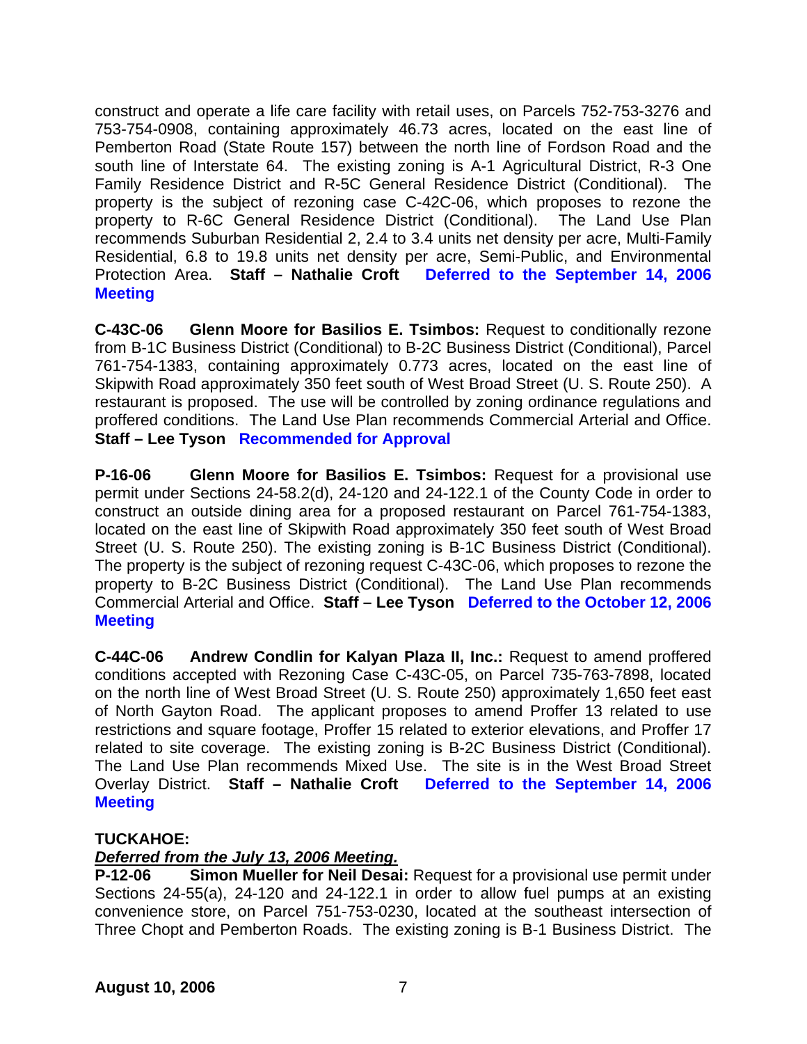construct and operate a life care facility with retail uses, on Parcels 752-753-3276 and 753-754-0908, containing approximately 46.73 acres, located on the east line of Pemberton Road (State Route 157) between the north line of Fordson Road and the south line of Interstate 64. The existing zoning is A-1 Agricultural District, R-3 One Family Residence District and R-5C General Residence District (Conditional). The property is the subject of rezoning case C-42C-06, which proposes to rezone the property to R-6C General Residence District (Conditional). The Land Use Plan recommends Suburban Residential 2, 2.4 to 3.4 units net density per acre, Multi-Family Residential, 6.8 to 19.8 units net density per acre, Semi-Public, and Environmental Protection Area. **Staff – Nathalie Croft** **Deferred to the September 14, 2006 Meeting**

**C-43C-06 Glenn Moore for Basilios E. Tsimbos:** Request to conditionally rezone from B-1C Business District (Conditional) to B-2C Business District (Conditional), Parcel 761-754-1383, containing approximately 0.773 acres, located on the east line of Skipwith Road approximately 350 feet south of West Broad Street (U. S. Route 250). A restaurant is proposed. The use will be controlled by zoning ordinance regulations and proffered conditions. The Land Use Plan recommends Commercial Arterial and Office. **Staff – Lee Tyson** **Recommended for Approval**

**P-16-06 Glenn Moore for Basilios E. Tsimbos:** Request for a provisional use permit under Sections 24-58.2(d), 24-120 and 24-122.1 of the County Code in order to construct an outside dining area for a proposed restaurant on Parcel 761-754-1383, located on the east line of Skipwith Road approximately 350 feet south of West Broad Street (U. S. Route 250). The existing zoning is B-1C Business District (Conditional). The property is the subject of rezoning request C-43C-06, which proposes to rezone the property to B-2C Business District (Conditional). The Land Use Plan recommends Commercial Arterial and Office. **Staff – Lee Tyson** **Deferred to the October 12, 2006 Meeting**

**C-44C-06 Andrew Condlin for Kalyan Plaza II, Inc.:** Request to amend proffered conditions accepted with Rezoning Case C-43C-05, on Parcel 735-763-7898, located on the north line of West Broad Street (U. S. Route 250) approximately 1,650 feet east of North Gayton Road. The applicant proposes to amend Proffer 13 related to use restrictions and square footage, Proffer 15 related to exterior elevations, and Proffer 17 related to site coverage. The existing zoning is B-2C Business District (Conditional). The Land Use Plan recommends Mixed Use. The site is in the West Broad Street Overlay District. **Staff – Nathalie Croft** **Deferred to the September 14, 2006 Meeting**

**TUCKAHOE:**

***Deferred from the July 13, 2006 Meeting.***

**P-12-06 Simon Mueller for Neil Desai:** Request for a provisional use permit under Sections 24-55(a), 24-120 and 24-122.1 in order to allow fuel pumps at an existing convenience store, on Parcel 751-753-0230, located at the southeast intersection of Three Chopt and Pemberton Roads. The existing zoning is B-1 Business District. The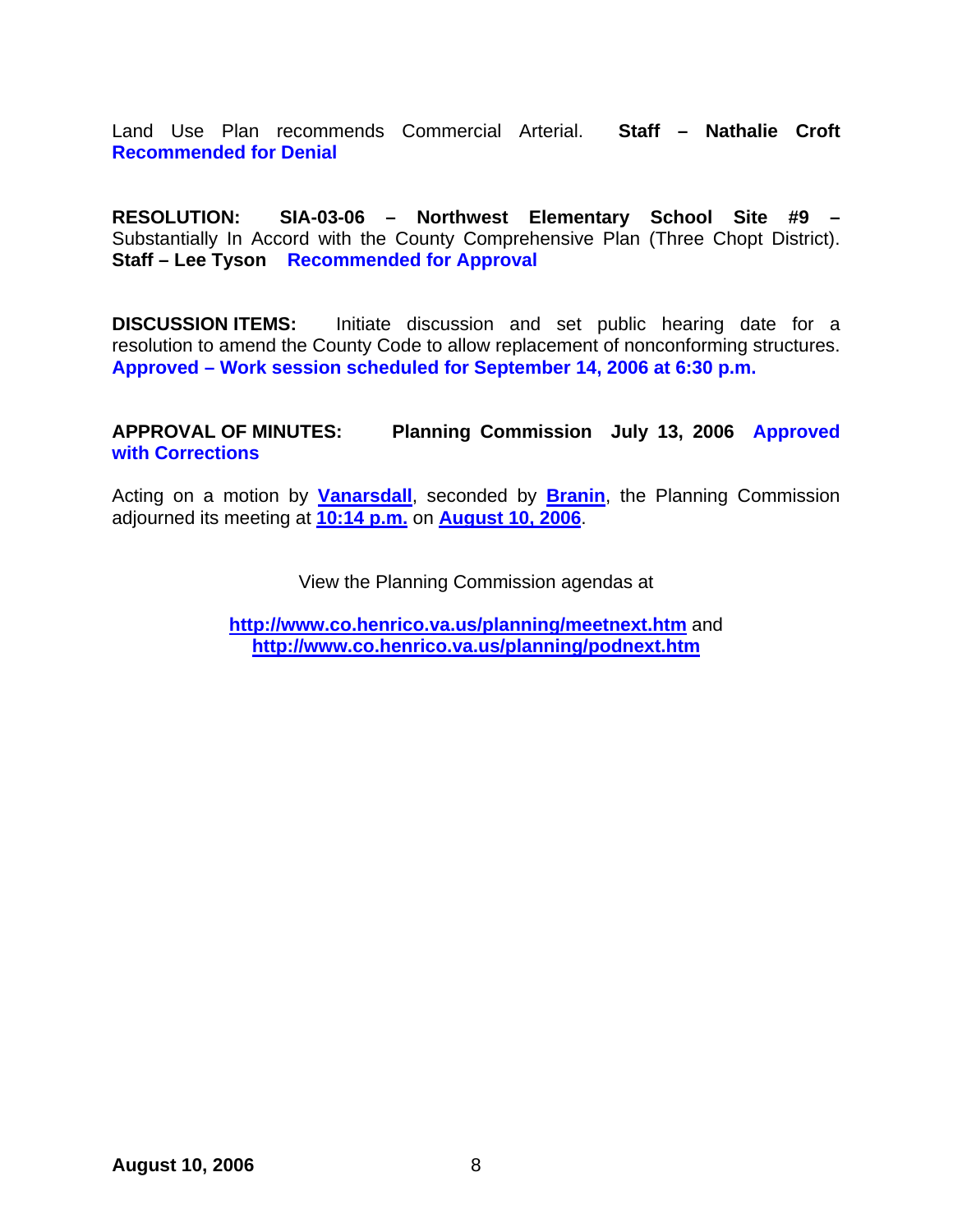Land Use Plan recommends Commercial Arterial. **Staff – Nathalie Croft** **Recommended for Denial**

**RESOLUTION: SIA-03-06 – Northwest Elementary School Site #9 –** Substantially In Accord with the County Comprehensive Plan (Three Chopt District). **Staff – Lee Tyson** **Recommended for Approval**

**DISCUSSION ITEMS:** Initiate discussion and set public hearing date for a resolution to amend the County Code to allow replacement of nonconforming structures. **Approved – Work session scheduled for September 14, 2006 at 6:30 p.m.**

**APPROVAL OF MINUTES: Planning Commission July 13, 2006** **Approved with Corrections**

Acting on a motion by **Vanarsdall**, seconded by **Branin**, the Planning Commission adjourned its meeting at **10:14 p.m.** on **August 10, 2006**.

View the Planning Commission agendas at

**http://www.co.henrico.va.us/planning/meetnext.htm** and **http://www.co.henrico.va.us/planning/podnext.htm**